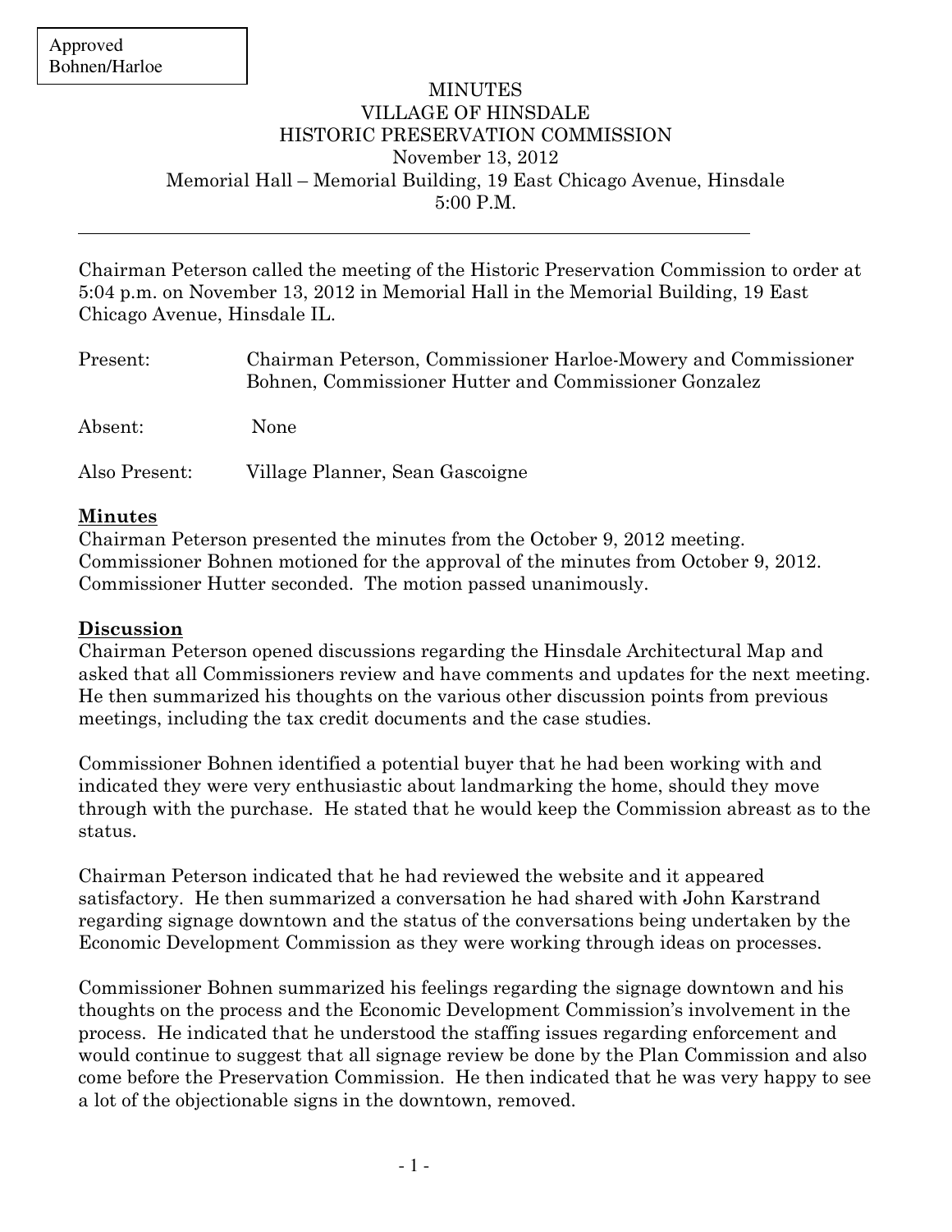Approved
Bohnen/Harloe

# MINUTES
## VILLAGE OF HINSDALE
## HISTORIC PRESERVATION COMMISSION

November 13, 2012
Memorial Hall – Memorial Building, 19 East Chicago Avenue, Hinsdale
5:00 P.M.

---

Chairman Peterson called the meeting of the Historic Preservation Commission to order at 5:04 p.m. on November 13, 2012 in Memorial Hall in the Memorial Building, 19 East Chicago Avenue, Hinsdale IL.

Present: Chairman Peterson, Commissioner Harloe-Mowery and Commissioner Bohnen, Commissioner Hutter and Commissioner Gonzalez

Absent: None

Also Present: Village Planner, Sean Gascoigne

**Minutes**

Chairman Peterson presented the minutes from the October 9, 2012 meeting. Commissioner Bohnen motioned for the approval of the minutes from October 9, 2012. Commissioner Hutter seconded. The motion passed unanimously.

**Discussion**

Chairman Peterson opened discussions regarding the Hinsdale Architectural Map and asked that all Commissioners review and have comments and updates for the next meeting. He then summarized his thoughts on the various other discussion points from previous meetings, including the tax credit documents and the case studies.

Commissioner Bohnen identified a potential buyer that he had been working with and indicated they were very enthusiastic about landmarking the home, should they move through with the purchase. He stated that he would keep the Commission abreast as to the status.

Chairman Peterson indicated that he had reviewed the website and it appeared satisfactory. He then summarized a conversation he had shared with John Karstrand regarding signage downtown and the status of the conversations being undertaken by the Economic Development Commission as they were working through ideas on processes.

Commissioner Bohnen summarized his feelings regarding the signage downtown and his thoughts on the process and the Economic Development Commission's involvement in the process. He indicated that he understood the staffing issues regarding enforcement and would continue to suggest that all signage review be done by the Plan Commission and also come before the Preservation Commission. He then indicated that he was very happy to see a lot of the objectionable signs in the downtown, removed.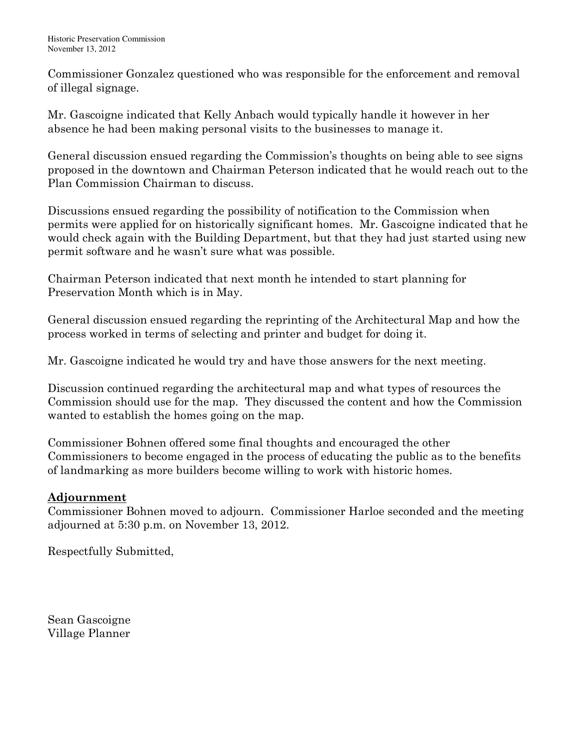Commissioner Gonzalez questioned who was responsible for the enforcement and removal of illegal signage.

Mr. Gascoigne indicated that Kelly Anbach would typically handle it however in her absence he had been making personal visits to the businesses to manage it.

General discussion ensued regarding the Commission's thoughts on being able to see signs proposed in the downtown and Chairman Peterson indicated that he would reach out to the Plan Commission Chairman to discuss.

Discussions ensued regarding the possibility of notification to the Commission when permits were applied for on historically significant homes. Mr. Gascoigne indicated that he would check again with the Building Department, but that they had just started using new permit software and he wasn't sure what was possible.

Chairman Peterson indicated that next month he intended to start planning for Preservation Month which is in May.

General discussion ensued regarding the reprinting of the Architectural Map and how the process worked in terms of selecting and printer and budget for doing it.

Mr. Gascoigne indicated he would try and have those answers for the next meeting.

Discussion continued regarding the architectural map and what types of resources the Commission should use for the map. They discussed the content and how the Commission wanted to establish the homes going on the map.

Commissioner Bohnen offered some final thoughts and encouraged the other Commissioners to become engaged in the process of educating the public as to the benefits of landmarking as more builders become willing to work with historic homes.

**Adjournment**

Commissioner Bohnen moved to adjourn. Commissioner Harloe seconded and the meeting adjourned at 5:30 p.m. on November 13, 2012.

Respectfully Submitted,

Sean Gascoigne
Village Planner